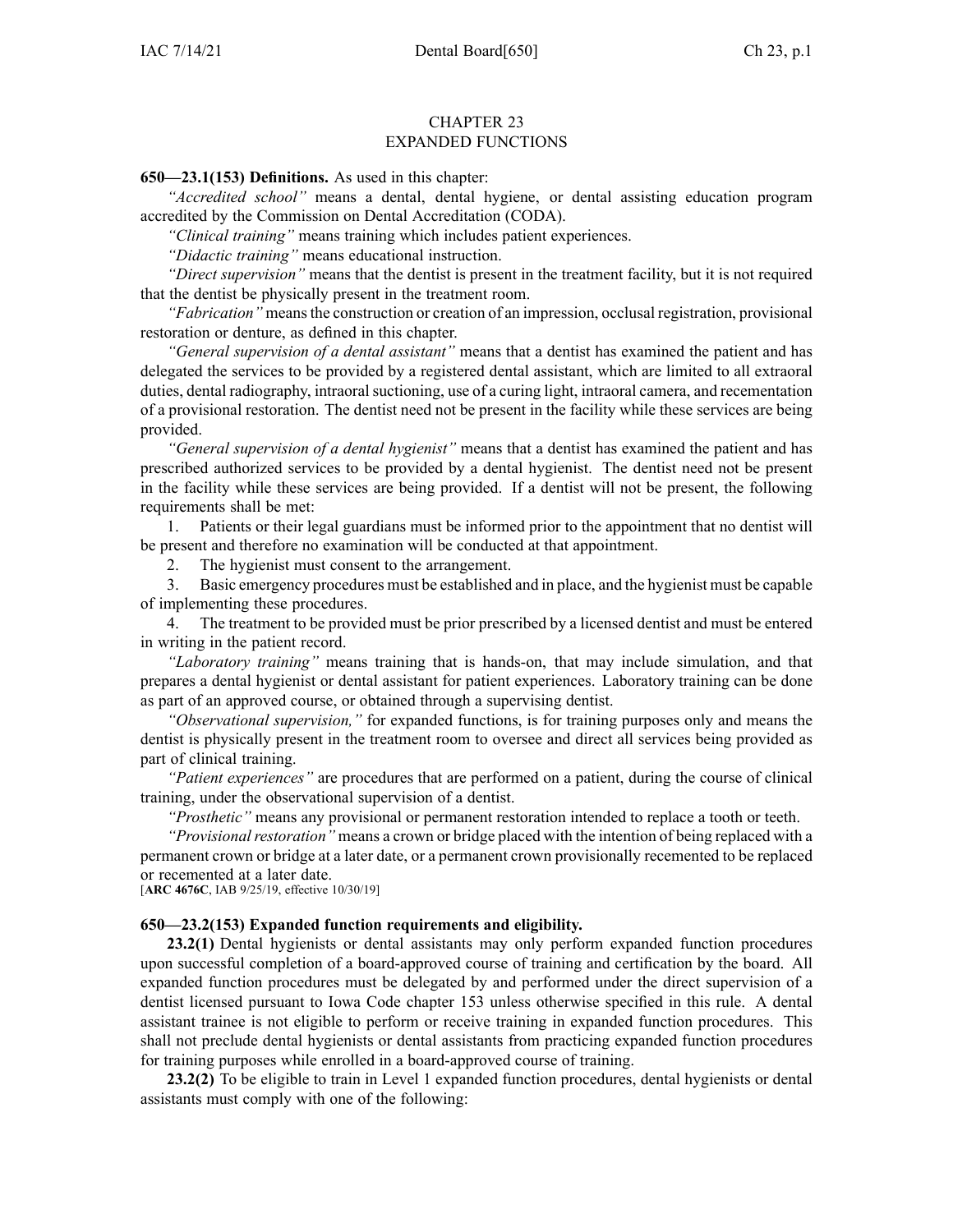# CHAPTER 23
# EXPANDED FUNCTIONS

**650—23.1(153) Definitions.** As used in this chapter:

*"Accredited school"* means a dental, dental hygiene, or dental assisting education program accredited by the Commission on Dental Accreditation (CODA).

*"Clinical training"* means training which includes patient experiences.

*"Didactic training"* means educational instruction.

*"Direct supervision"* means that the dentist is present in the treatment facility, but it is not required that the dentist be physically present in the treatment room.

*"Fabrication"* means the construction or creation of an impression, occlusal registration, provisional restoration or denture, as defined in this chapter.

*"General supervision of a dental assistant"* means that a dentist has examined the patient and has delegated the services to be provided by a registered dental assistant, which are limited to all extraoral duties, dental radiography, intraoral suctioning, use of a curing light, intraoral camera, and recementation of a provisional restoration. The dentist need not be present in the facility while these services are being provided.

*"General supervision of a dental hygienist"* means that a dentist has examined the patient and has prescribed authorized services to be provided by a dental hygienist. The dentist need not be present in the facility while these services are being provided. If a dentist will not be present, the following requirements shall be met:

1. Patients or their legal guardians must be informed prior to the appointment that no dentist will be present and therefore no examination will be conducted at that appointment.
2. The hygienist must consent to the arrangement.
3. Basic emergency procedures must be established and in place, and the hygienist must be capable of implementing these procedures.
4. The treatment to be provided must be prior prescribed by a licensed dentist and must be entered in writing in the patient record.

*"Laboratory training"* means training that is hands-on, that may include simulation, and that prepares a dental hygienist or dental assistant for patient experiences. Laboratory training can be done as part of an approved course, or obtained through a supervising dentist.

*"Observational supervision,"* for expanded functions, is for training purposes only and means the dentist is physically present in the treatment room to oversee and direct all services being provided as part of clinical training.

*"Patient experiences"* are procedures that are performed on a patient, during the course of clinical training, under the observational supervision of a dentist.

*"Prosthetic"* means any provisional or permanent restoration intended to replace a tooth or teeth.

*"Provisional restoration"* means a crown or bridge placed with the intention of being replaced with a permanent crown or bridge at a later date, or a permanent crown provisionally recemented to be replaced or recemented at a later date.

[**ARC 4676C**, IAB 9/25/19, effective 10/30/19]

**650—23.2(153) Expanded function requirements and eligibility.**

**23.2(1)** Dental hygienists or dental assistants may only perform expanded function procedures upon successful completion of a board-approved course of training and certification by the board. All expanded function procedures must be delegated by and performed under the direct supervision of a dentist licensed pursuant to Iowa Code chapter 153 unless otherwise specified in this rule. A dental assistant trainee is not eligible to perform or receive training in expanded function procedures. This shall not preclude dental hygienists or dental assistants from practicing expanded function procedures for training purposes while enrolled in a board-approved course of training.

**23.2(2)** To be eligible to train in Level 1 expanded function procedures, dental hygienists or dental assistants must comply with one of the following: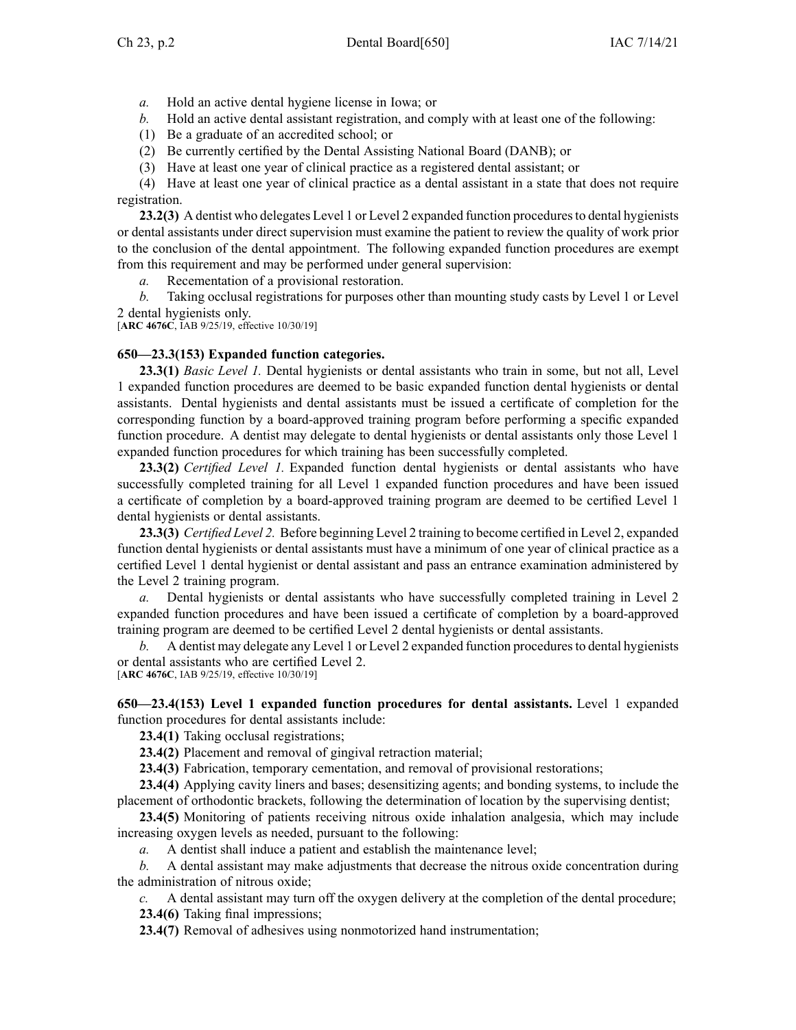*a.* Hold an active dental hygiene license in Iowa; or

*b.* Hold an active dental assistant registration, and comply with at least one of the following:

(1) Be a graduate of an accredited school; or

(2) Be currently certified by the Dental Assisting National Board (DANB); or

(3) Have at least one year of clinical practice as a registered dental assistant; or

(4) Have at least one year of clinical practice as a dental assistant in a state that does not require registration.

**23.2(3)** A dentist who delegates Level 1 or Level 2 expanded function procedures to dental hygienists or dental assistants under direct supervision must examine the patient to review the quality of work prior to the conclusion of the dental appointment. The following expanded function procedures are exempt from this requirement and may be performed under general supervision:

*a.* Recementation of a provisional restoration.

*b.* Taking occlusal registrations for purposes other than mounting study casts by Level 1 or Level 2 dental hygienists only.

[**ARC 4676C**, IAB 9/25/19, effective 10/30/19]

**650—23.3(153) Expanded function categories.**

**23.3(1)** *Basic Level 1.* Dental hygienists or dental assistants who train in some, but not all, Level 1 expanded function procedures are deemed to be basic expanded function dental hygienists or dental assistants. Dental hygienists and dental assistants must be issued a certificate of completion for the corresponding function by a board-approved training program before performing a specific expanded function procedure. A dentist may delegate to dental hygienists or dental assistants only those Level 1 expanded function procedures for which training has been successfully completed.

**23.3(2)** *Certified Level 1.* Expanded function dental hygienists or dental assistants who have successfully completed training for all Level 1 expanded function procedures and have been issued a certificate of completion by a board-approved training program are deemed to be certified Level 1 dental hygienists or dental assistants.

**23.3(3)** *Certified Level 2.* Before beginning Level 2 training to become certified in Level 2, expanded function dental hygienists or dental assistants must have a minimum of one year of clinical practice as a certified Level 1 dental hygienist or dental assistant and pass an entrance examination administered by the Level 2 training program.

*a.* Dental hygienists or dental assistants who have successfully completed training in Level 2 expanded function procedures and have been issued a certificate of completion by a board-approved training program are deemed to be certified Level 2 dental hygienists or dental assistants.

*b.* A dentist may delegate any Level 1 or Level 2 expanded function procedures to dental hygienists or dental assistants who are certified Level 2.

[**ARC 4676C**, IAB 9/25/19, effective 10/30/19]

**650—23.4(153) Level 1 expanded function procedures for dental assistants.** Level 1 expanded function procedures for dental assistants include:

**23.4(1)** Taking occlusal registrations;

**23.4(2)** Placement and removal of gingival retraction material;

**23.4(3)** Fabrication, temporary cementation, and removal of provisional restorations;

**23.4(4)** Applying cavity liners and bases; desensitizing agents; and bonding systems, to include the placement of orthodontic brackets, following the determination of location by the supervising dentist;

**23.4(5)** Monitoring of patients receiving nitrous oxide inhalation analgesia, which may include increasing oxygen levels as needed, pursuant to the following:

*a.* A dentist shall induce a patient and establish the maintenance level;

*b.* A dental assistant may make adjustments that decrease the nitrous oxide concentration during the administration of nitrous oxide;

*c.* A dental assistant may turn off the oxygen delivery at the completion of the dental procedure;

**23.4(6)** Taking final impressions;

**23.4(7)** Removal of adhesives using nonmotorized hand instrumentation;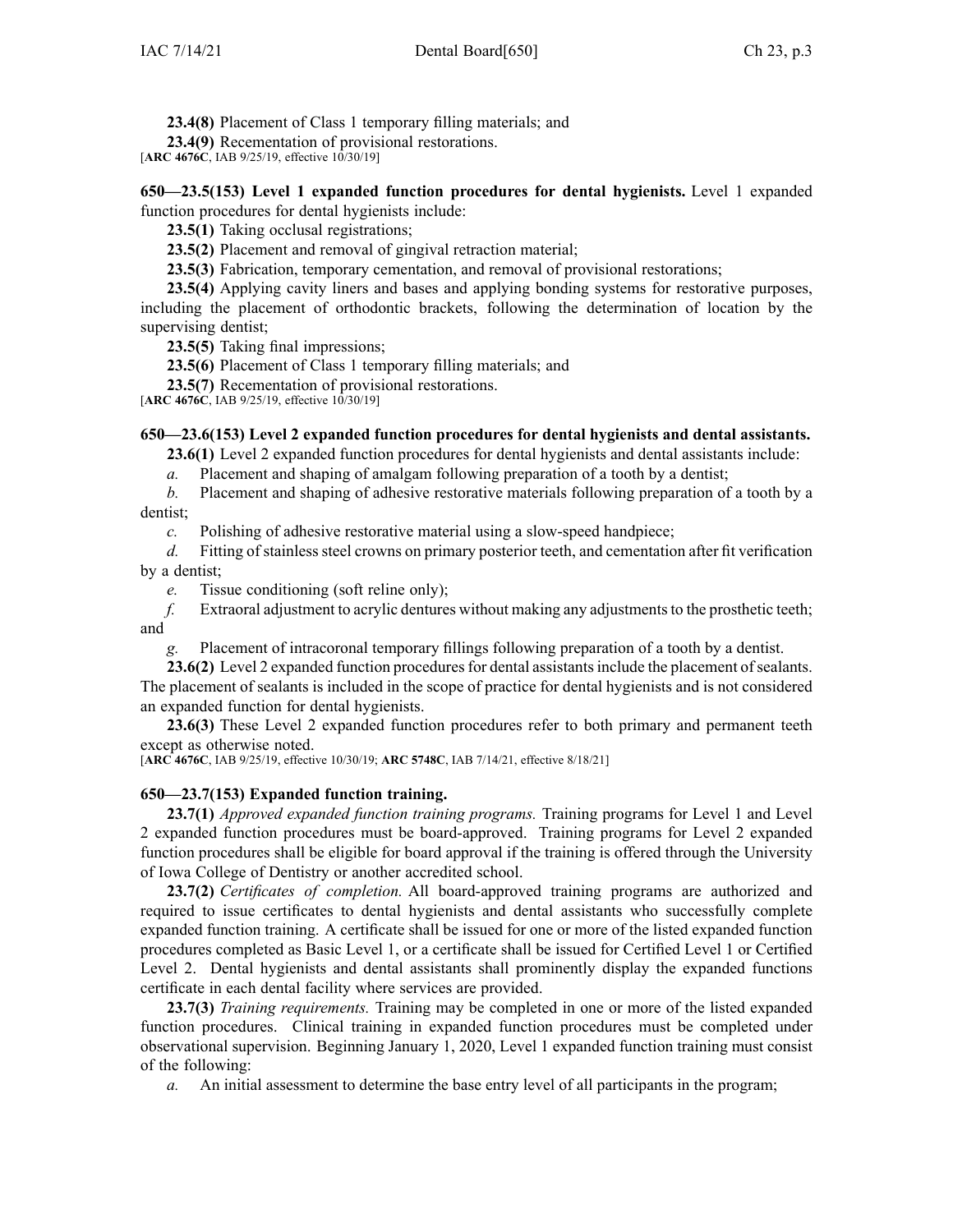**23.4(8)** Placement of Class 1 temporary filling materials; and

**23.4(9)** Recementation of provisional restorations.

[**ARC 4676C**, IAB 9/25/19, effective 10/30/19]

**650—23.5(153) Level 1 expanded function procedures for dental hygienists.** Level 1 expanded function procedures for dental hygienists include:

**23.5(1)** Taking occlusal registrations;

**23.5(2)** Placement and removal of gingival retraction material;

**23.5(3)** Fabrication, temporary cementation, and removal of provisional restorations;

**23.5(4)** Applying cavity liners and bases and applying bonding systems for restorative purposes, including the placement of orthodontic brackets, following the determination of location by the supervising dentist;

**23.5(5)** Taking final impressions;

**23.5(6)** Placement of Class 1 temporary filling materials; and

**23.5(7)** Recementation of provisional restorations.

[**ARC 4676C**, IAB 9/25/19, effective 10/30/19]

**650—23.6(153) Level 2 expanded function procedures for dental hygienists and dental assistants.**

**23.6(1)** Level 2 expanded function procedures for dental hygienists and dental assistants include:

*a.* Placement and shaping of amalgam following preparation of a tooth by a dentist;

*b.* Placement and shaping of adhesive restorative materials following preparation of a tooth by a dentist;

*c.* Polishing of adhesive restorative material using a slow-speed handpiece;

*d.* Fitting of stainless steel crowns on primary posterior teeth, and cementation after fit verification by a dentist;

*e.* Tissue conditioning (soft reline only);

*f.* Extraoral adjustment to acrylic dentures without making any adjustments to the prosthetic teeth; and

*g.* Placement of intracoronal temporary fillings following preparation of a tooth by a dentist.

**23.6(2)** Level 2 expanded function procedures for dental assistants include the placement of sealants. The placement of sealants is included in the scope of practice for dental hygienists and is not considered an expanded function for dental hygienists.

**23.6(3)** These Level 2 expanded function procedures refer to both primary and permanent teeth except as otherwise noted.

[**ARC 4676C**, IAB 9/25/19, effective 10/30/19; **ARC 5748C**, IAB 7/14/21, effective 8/18/21]

**650—23.7(153) Expanded function training.**

**23.7(1)** *Approved expanded function training programs.* Training programs for Level 1 and Level 2 expanded function procedures must be board-approved. Training programs for Level 2 expanded function procedures shall be eligible for board approval if the training is offered through the University of Iowa College of Dentistry or another accredited school.

**23.7(2)** *Certificates of completion.* All board-approved training programs are authorized and required to issue certificates to dental hygienists and dental assistants who successfully complete expanded function training. A certificate shall be issued for one or more of the listed expanded function procedures completed as Basic Level 1, or a certificate shall be issued for Certified Level 1 or Certified Level 2. Dental hygienists and dental assistants shall prominently display the expanded functions certificate in each dental facility where services are provided.

**23.7(3)** *Training requirements.* Training may be completed in one or more of the listed expanded function procedures. Clinical training in expanded function procedures must be completed under observational supervision. Beginning January 1, 2020, Level 1 expanded function training must consist of the following:

*a.* An initial assessment to determine the base entry level of all participants in the program;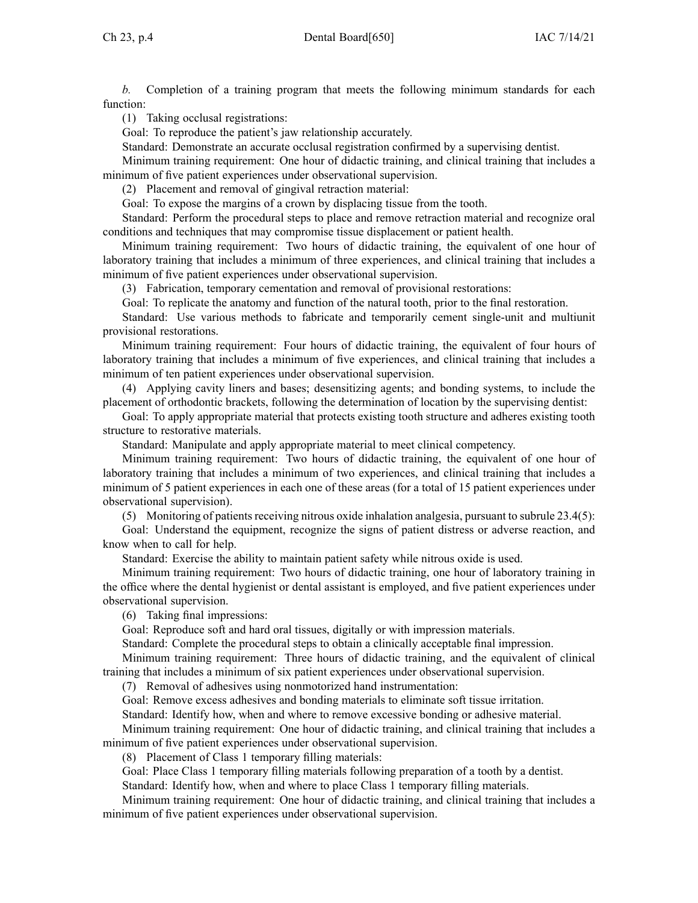*b.* Completion of a training program that meets the following minimum standards for each function:

(1) Taking occlusal registrations:

Goal: To reproduce the patient's jaw relationship accurately.

Standard: Demonstrate an accurate occlusal registration confirmed by a supervising dentist.

Minimum training requirement: One hour of didactic training, and clinical training that includes a minimum of five patient experiences under observational supervision.

(2) Placement and removal of gingival retraction material:

Goal: To expose the margins of a crown by displacing tissue from the tooth.

Standard: Perform the procedural steps to place and remove retraction material and recognize oral conditions and techniques that may compromise tissue displacement or patient health.

Minimum training requirement: Two hours of didactic training, the equivalent of one hour of laboratory training that includes a minimum of three experiences, and clinical training that includes a minimum of five patient experiences under observational supervision.

(3) Fabrication, temporary cementation and removal of provisional restorations:

Goal: To replicate the anatomy and function of the natural tooth, prior to the final restoration.

Standard: Use various methods to fabricate and temporarily cement single-unit and multiunit provisional restorations.

Minimum training requirement: Four hours of didactic training, the equivalent of four hours of laboratory training that includes a minimum of five experiences, and clinical training that includes a minimum of ten patient experiences under observational supervision.

(4) Applying cavity liners and bases; desensitizing agents; and bonding systems, to include the placement of orthodontic brackets, following the determination of location by the supervising dentist:

Goal: To apply appropriate material that protects existing tooth structure and adheres existing tooth structure to restorative materials.

Standard: Manipulate and apply appropriate material to meet clinical competency.

Minimum training requirement: Two hours of didactic training, the equivalent of one hour of laboratory training that includes a minimum of two experiences, and clinical training that includes a minimum of 5 patient experiences in each one of these areas (for a total of 15 patient experiences under observational supervision).

(5) Monitoring of patients receiving nitrous oxide inhalation analgesia, pursuant to subrule 23.4(5):

Goal: Understand the equipment, recognize the signs of patient distress or adverse reaction, and know when to call for help.

Standard: Exercise the ability to maintain patient safety while nitrous oxide is used.

Minimum training requirement: Two hours of didactic training, one hour of laboratory training in the office where the dental hygienist or dental assistant is employed, and five patient experiences under observational supervision.

(6) Taking final impressions:

Goal: Reproduce soft and hard oral tissues, digitally or with impression materials.

Standard: Complete the procedural steps to obtain a clinically acceptable final impression.

Minimum training requirement: Three hours of didactic training, and the equivalent of clinical training that includes a minimum of six patient experiences under observational supervision.

(7) Removal of adhesives using nonmotorized hand instrumentation:

Goal: Remove excess adhesives and bonding materials to eliminate soft tissue irritation.

Standard: Identify how, when and where to remove excessive bonding or adhesive material.

Minimum training requirement: One hour of didactic training, and clinical training that includes a minimum of five patient experiences under observational supervision.

(8) Placement of Class 1 temporary filling materials:

Goal: Place Class 1 temporary filling materials following preparation of a tooth by a dentist.

Standard: Identify how, when and where to place Class 1 temporary filling materials.

Minimum training requirement: One hour of didactic training, and clinical training that includes a minimum of five patient experiences under observational supervision.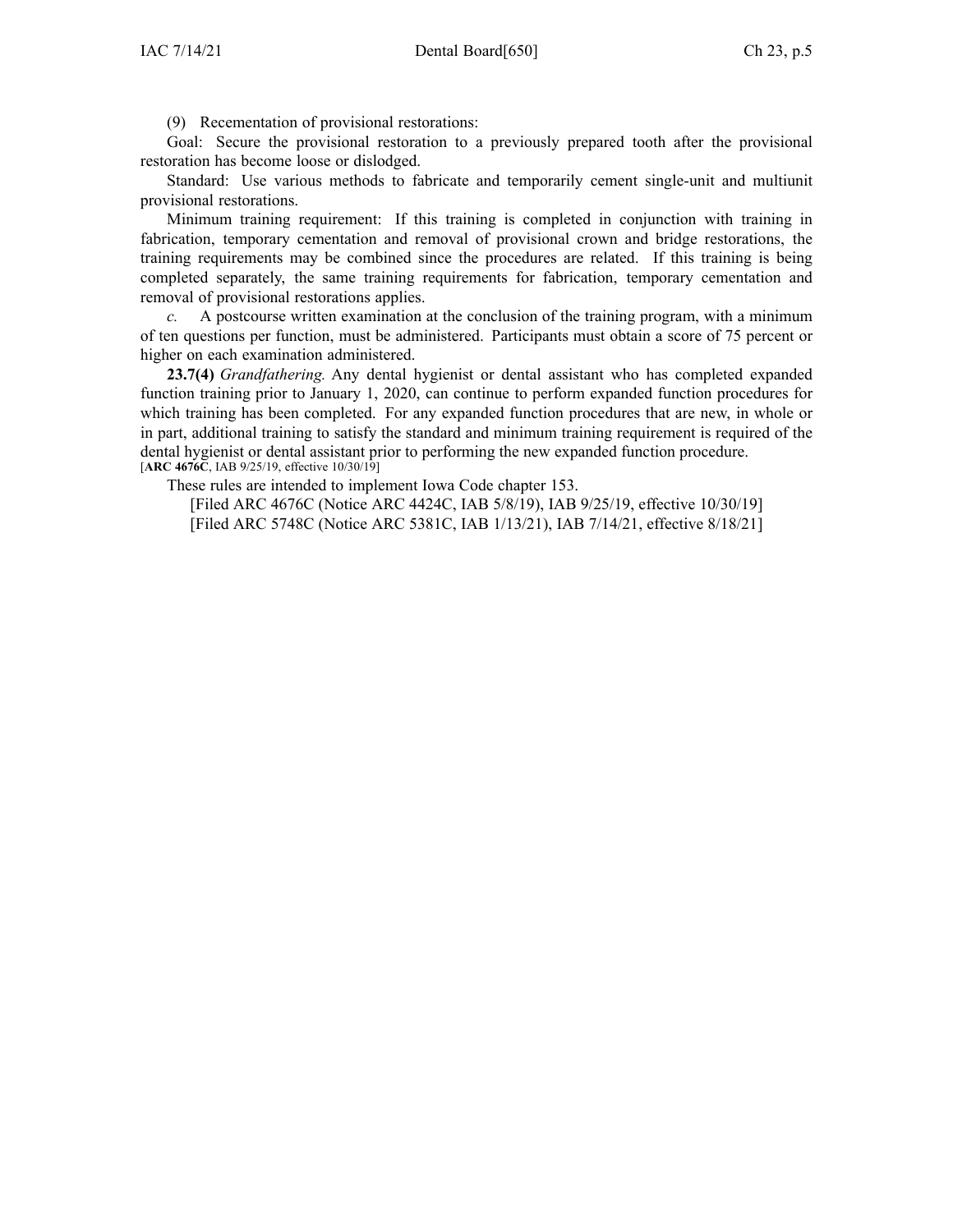(9) Recementation of provisional restorations:

Goal: Secure the provisional restoration to a previously prepared tooth after the provisional restoration has become loose or dislodged.

Standard: Use various methods to fabricate and temporarily cement single-unit and multiunit provisional restorations.

Minimum training requirement: If this training is completed in conjunction with training in fabrication, temporary cementation and removal of provisional crown and bridge restorations, the training requirements may be combined since the procedures are related. If this training is being completed separately, the same training requirements for fabrication, temporary cementation and removal of provisional restorations applies.

*c.* A postcourse written examination at the conclusion of the training program, with a minimum of ten questions per function, must be administered. Participants must obtain a score of 75 percent or higher on each examination administered.

**23.7(4)** *Grandfathering.* Any dental hygienist or dental assistant who has completed expanded function training prior to January 1, 2020, can continue to perform expanded function procedures for which training has been completed. For any expanded function procedures that are new, in whole or in part, additional training to satisfy the standard and minimum training requirement is required of the dental hygienist or dental assistant prior to performing the new expanded function procedure.
[**ARC 4676C**, IAB 9/25/19, effective 10/30/19]

These rules are intended to implement Iowa Code chapter 153.

[Filed ARC 4676C (Notice ARC 4424C, IAB 5/8/19), IAB 9/25/19, effective 10/30/19]
[Filed ARC 5748C (Notice ARC 5381C, IAB 1/13/21), IAB 7/14/21, effective 8/18/21]